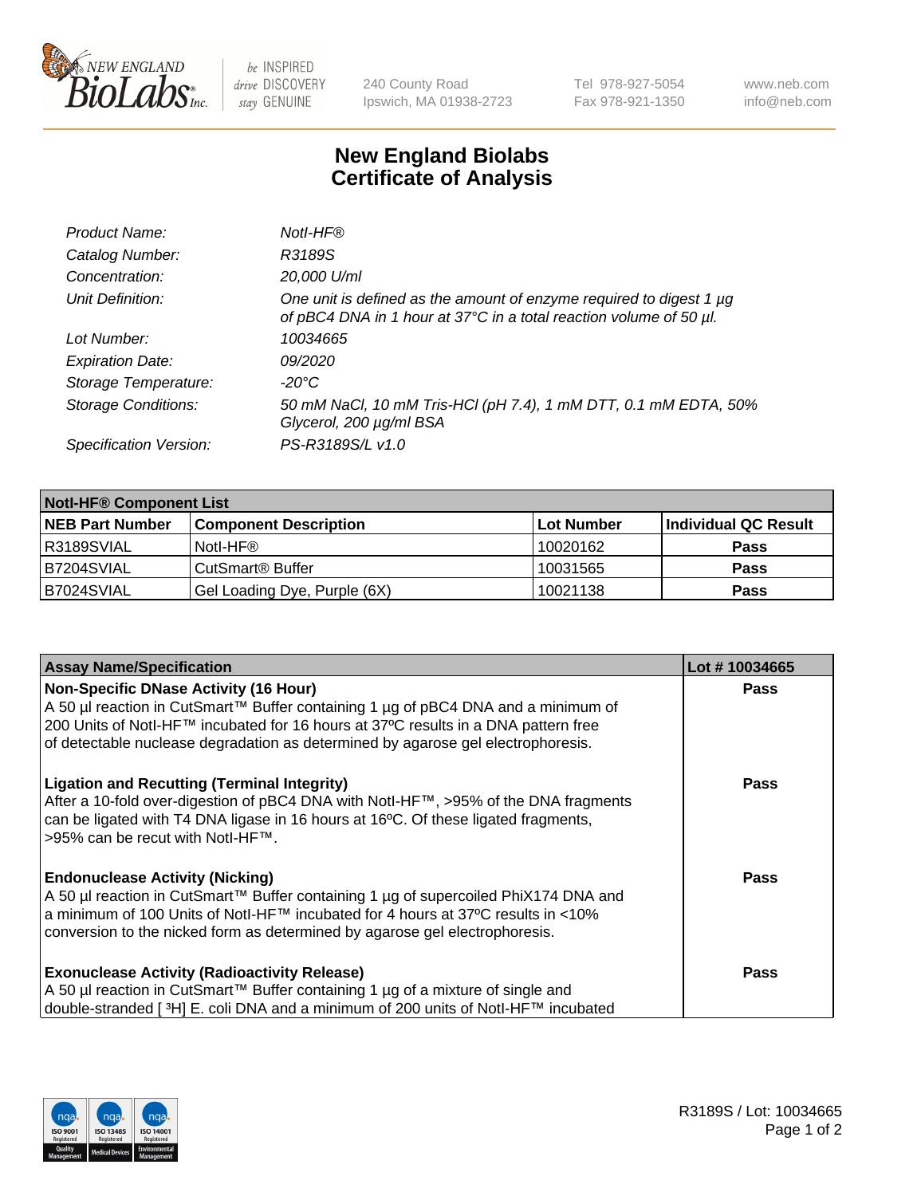New England BioLabs Inc. — be INSPIRED drive DISCOVERY stay GENUINE

240 County Road
Ipswich, MA 01938-2723

Tel 978-927-5054
Fax 978-921-1350

www.neb.com
info@neb.com

# New England Biolabs Certificate of Analysis

| | |
|---|---|
| *Product Name:* | *NotI-HF®* |
| *Catalog Number:* | *R3189S* |
| *Concentration:* | *20,000 U/ml* |
| *Unit Definition:* | *One unit is defined as the amount of enzyme required to digest 1 µg of pBC4 DNA in 1 hour at 37°C in a total reaction volume of 50 µl.* |
| *Lot Number:* | *10034665* |
| *Expiration Date:* | *09/2020* |
| *Storage Temperature:* | *-20°C* |
| *Storage Conditions:* | *50 mM NaCl, 10 mM Tris-HCl (pH 7.4), 1 mM DTT, 0.1 mM EDTA, 50% Glycerol, 200 µg/ml BSA* |
| *Specification Version:* | *PS-R3189S/L v1.0* |

| **NotI-HF® Component List** | | | |
|---|---|---|---|
| **NEB Part Number** | **Component Description** | **Lot Number** | **Individual QC Result** |
| R3189SVIAL | NotI-HF® | 10020162 | **Pass** |
| B7204SVIAL | CutSmart® Buffer | 10031565 | **Pass** |
| B7024SVIAL | Gel Loading Dye, Purple (6X) | 10021138 | **Pass** |

| **Assay Name/Specification** | **Lot # 10034665** |
|---|---|
| **Non-Specific DNase Activity (16 Hour)**<br>A 50 µl reaction in CutSmart™ Buffer containing 1 µg of pBC4 DNA and a minimum of 200 Units of NotI-HF™ incubated for 16 hours at 37ºC results in a DNA pattern free of detectable nuclease degradation as determined by agarose gel electrophoresis. | **Pass** |
| **Ligation and Recutting (Terminal Integrity)**<br>After a 10-fold over-digestion of pBC4 DNA with NotI-HF™, >95% of the DNA fragments can be ligated with T4 DNA ligase in 16 hours at 16ºC. Of these ligated fragments, >95% can be recut with NotI-HF™. | **Pass** |
| **Endonuclease Activity (Nicking)**<br>A 50 µl reaction in CutSmart™ Buffer containing 1 µg of supercoiled PhiX174 DNA and a minimum of 100 Units of NotI-HF™ incubated for 4 hours at 37ºC results in <10% conversion to the nicked form as determined by agarose gel electrophoresis. | **Pass** |
| **Exonuclease Activity (Radioactivity Release)**<br>A 50 µl reaction in CutSmart™ Buffer containing 1 µg of a mixture of single and double-stranded [ $^{3}$H] E. coli DNA and a minimum of 200 units of NotI-HF™ incubated | **Pass** |

R3189S / Lot: 10034665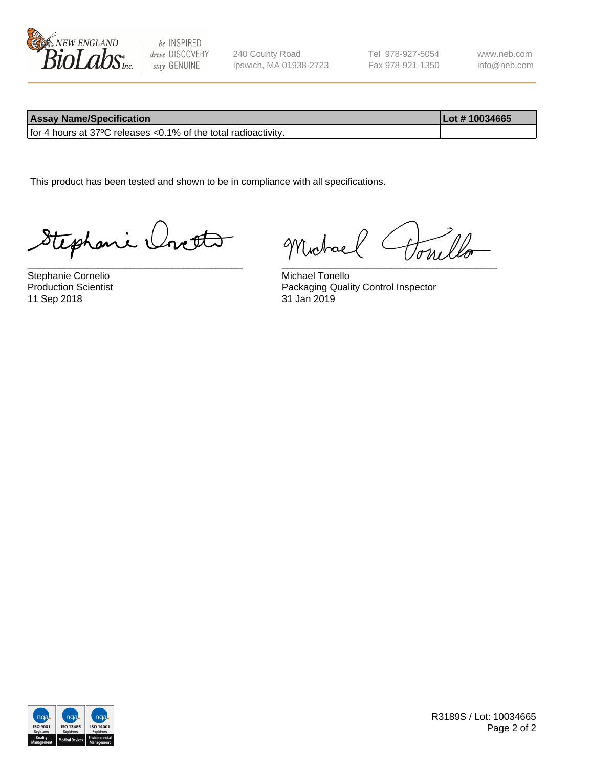| Assay Name/Specification | Lot # 10034665 |
| --- | --- |
| for 4 hours at 37ºC releases <0.1% of the total radioactivity. | |

This product has been tested and shown to be in compliance with all specifications.

Stephanie Cornelio
Production Scientist
11 Sep 2018

Michael Tonello
Packaging Quality Control Inspector
31 Jan 2019

R3189S / Lot: 10034665